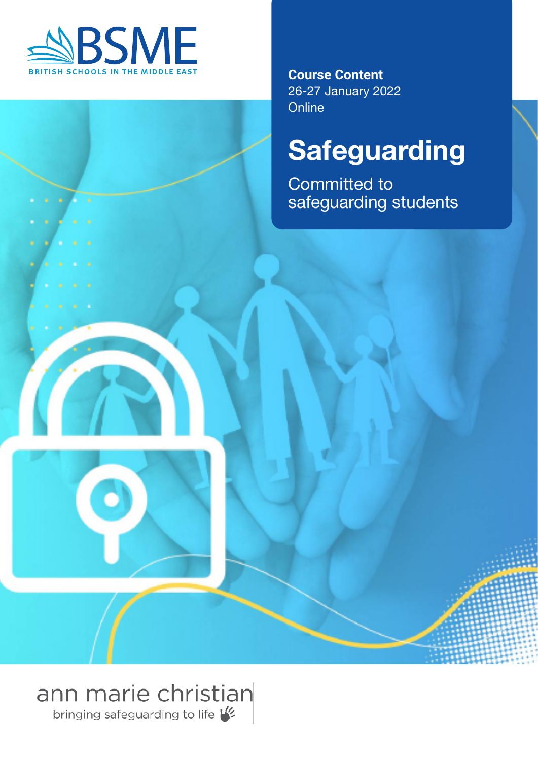BSME

BRITISH SCHOOLS IN THE MIDDLE EAST

**Course Content**
26-27 January 2022
Online

# Safeguarding

Committed to safeguarding students

ann marie christian

bringing safeguarding to life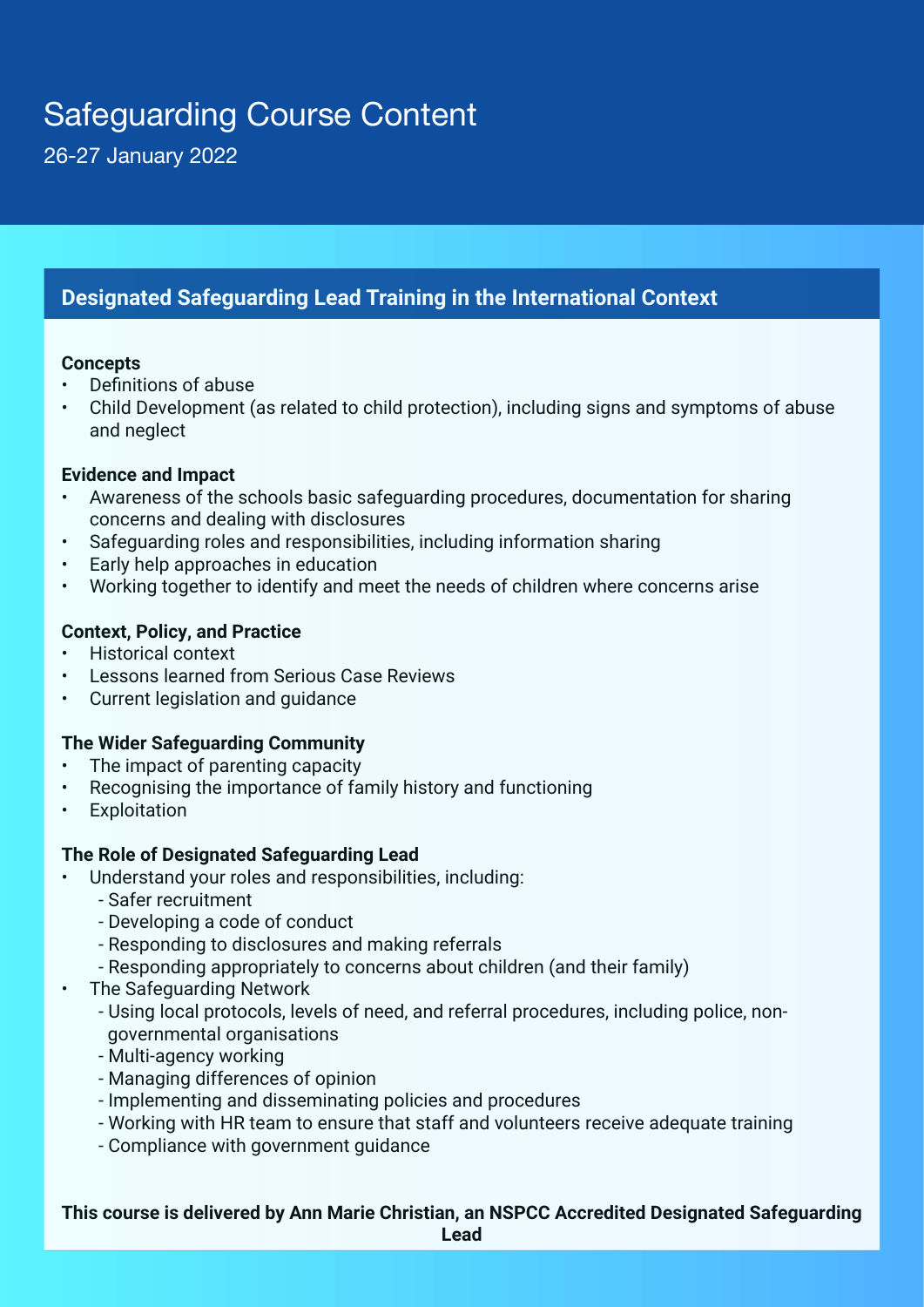# Safeguarding Course Content

26-27 January 2022

## Designated Safeguarding Lead Training in the International Context

**Concepts**

- Definitions of abuse
- Child Development (as related to child protection), including signs and symptoms of abuse and neglect

**Evidence and Impact**

- Awareness of the schools basic safeguarding procedures, documentation for sharing concerns and dealing with disclosures
- Safeguarding roles and responsibilities, including information sharing
- Early help approaches in education
- Working together to identify and meet the needs of children where concerns arise

**Context, Policy, and Practice**

- Historical context
- Lessons learned from Serious Case Reviews
- Current legislation and guidance

**The Wider Safeguarding Community**

- The impact of parenting capacity
- Recognising the importance of family history and functioning
- Exploitation

**The Role of Designated Safeguarding Lead**

- Understand your roles and responsibilities, including:
  - Safer recruitment
  - Developing a code of conduct
  - Responding to disclosures and making referrals
  - Responding appropriately to concerns about children (and their family)
- The Safeguarding Network
  - Using local protocols, levels of need, and referral procedures, including police, non-governmental organisations
  - Multi-agency working
  - Managing differences of opinion
  - Implementing and disseminating policies and procedures
  - Working with HR team to ensure that staff and volunteers receive adequate training
  - Compliance with government guidance

**This course is delivered by Ann Marie Christian, an NSPCC Accredited Designated Safeguarding Lead**